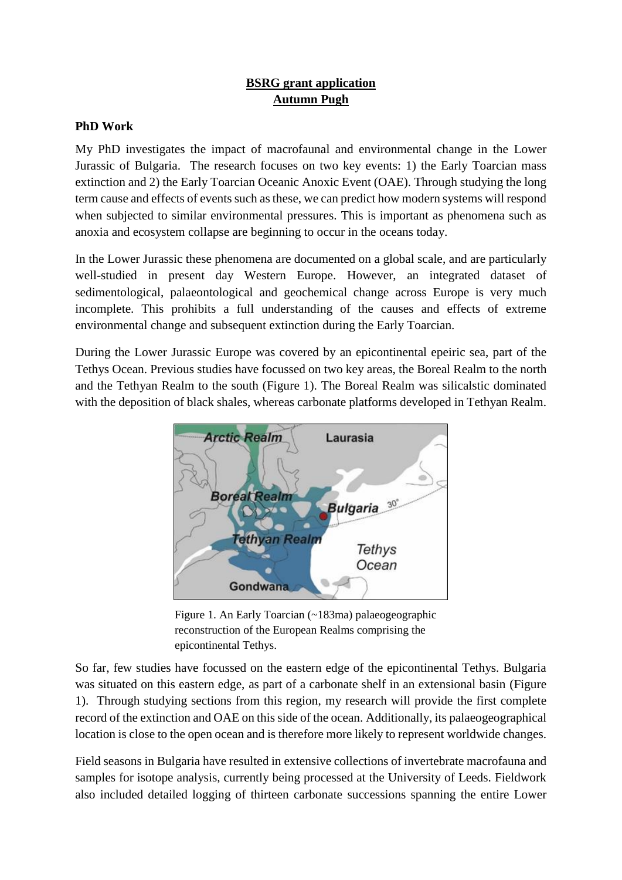**BSRG grant application**
**Autumn Pugh**

**PhD Work**

My PhD investigates the impact of macrofaunal and environmental change in the Lower Jurassic of Bulgaria. The research focuses on two key events: 1) the Early Toarcian mass extinction and 2) the Early Toarcian Oceanic Anoxic Event (OAE). Through studying the long term cause and effects of events such as these, we can predict how modern systems will respond when subjected to similar environmental pressures. This is important as phenomena such as anoxia and ecosystem collapse are beginning to occur in the oceans today.

In the Lower Jurassic these phenomena are documented on a global scale, and are particularly well-studied in present day Western Europe. However, an integrated dataset of sedimentological, palaeontological and geochemical change across Europe is very much incomplete. This prohibits a full understanding of the causes and effects of extreme environmental change and subsequent extinction during the Early Toarcian.

During the Lower Jurassic Europe was covered by an epicontinental epeiric sea, part of the Tethys Ocean. Previous studies have focussed on two key areas, the Boreal Realm to the north and the Tethyan Realm to the south (Figure 1). The Boreal Realm was silicalstic dominated with the deposition of black shales, whereas carbonate platforms developed in Tethyan Realm.

Figure 1. An Early Toarcian (~183ma) palaeogeographic reconstruction of the European Realms comprising the epicontinental Tethys.

So far, few studies have focussed on the eastern edge of the epicontinental Tethys. Bulgaria was situated on this eastern edge, as part of a carbonate shelf in an extensional basin (Figure 1). Through studying sections from this region, my research will provide the first complete record of the extinction and OAE on this side of the ocean. Additionally, its palaeogeographical location is close to the open ocean and is therefore more likely to represent worldwide changes.

Field seasons in Bulgaria have resulted in extensive collections of invertebrate macrofauna and samples for isotope analysis, currently being processed at the University of Leeds. Fieldwork also included detailed logging of thirteen carbonate successions spanning the entire Lower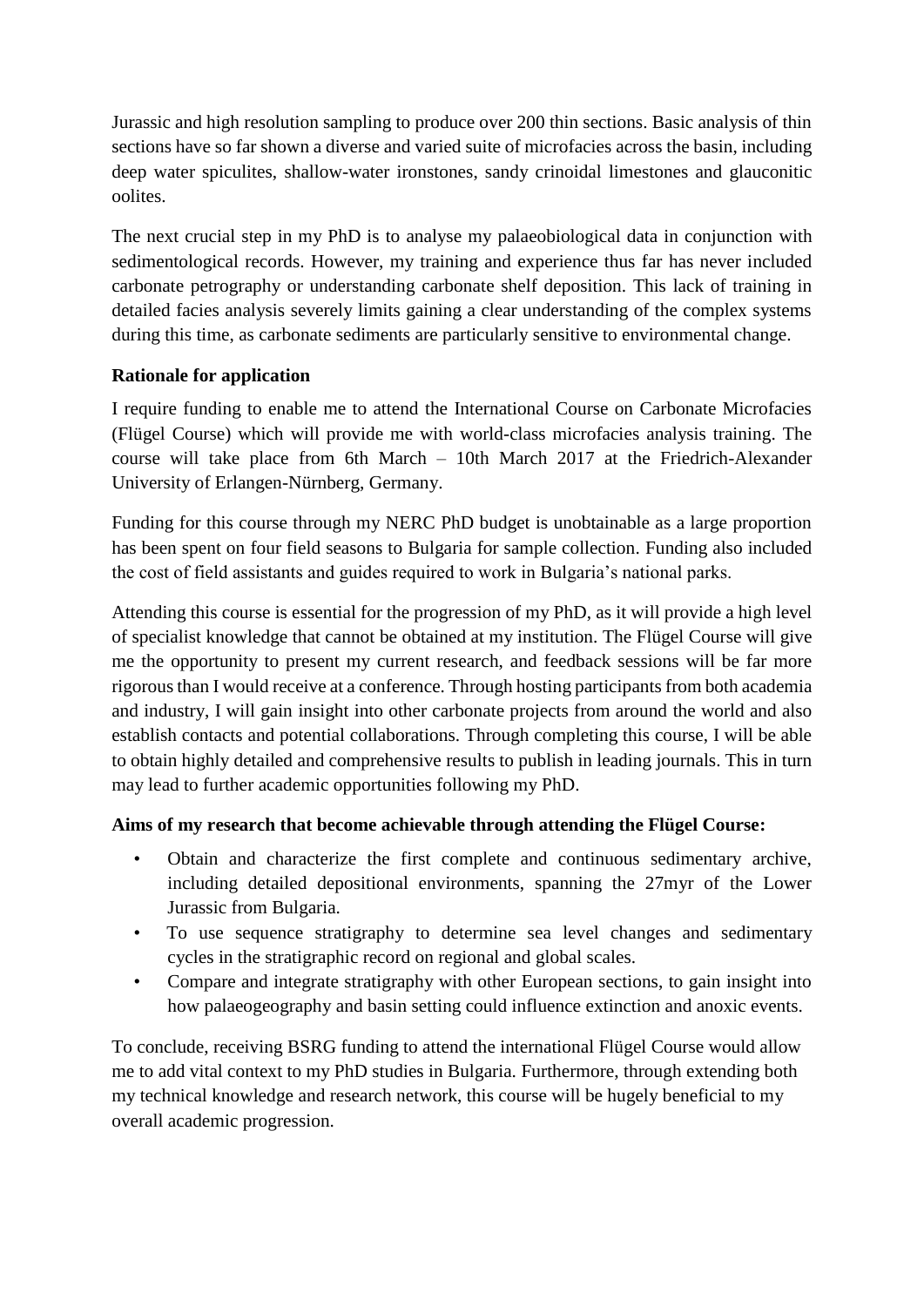Jurassic and high resolution sampling to produce over 200 thin sections. Basic analysis of thin sections have so far shown a diverse and varied suite of microfacies across the basin, including deep water spiculites, shallow-water ironstones, sandy crinoidal limestones and glauconitic oolites.

The next crucial step in my PhD is to analyse my palaeobiological data in conjunction with sedimentological records. However, my training and experience thus far has never included carbonate petrography or understanding carbonate shelf deposition. This lack of training in detailed facies analysis severely limits gaining a clear understanding of the complex systems during this time, as carbonate sediments are particularly sensitive to environmental change.

**Rationale for application**

I require funding to enable me to attend the International Course on Carbonate Microfacies (Flügel Course) which will provide me with world-class microfacies analysis training. The course will take place from 6th March – 10th March 2017 at the Friedrich-Alexander University of Erlangen-Nürnberg, Germany.

Funding for this course through my NERC PhD budget is unobtainable as a large proportion has been spent on four field seasons to Bulgaria for sample collection. Funding also included the cost of field assistants and guides required to work in Bulgaria's national parks.

Attending this course is essential for the progression of my PhD, as it will provide a high level of specialist knowledge that cannot be obtained at my institution. The Flügel Course will give me the opportunity to present my current research, and feedback sessions will be far more rigorous than I would receive at a conference. Through hosting participants from both academia and industry, I will gain insight into other carbonate projects from around the world and also establish contacts and potential collaborations. Through completing this course, I will be able to obtain highly detailed and comprehensive results to publish in leading journals. This in turn may lead to further academic opportunities following my PhD.

**Aims of my research that become achievable through attending the Flügel Course:**

- Obtain and characterize the first complete and continuous sedimentary archive, including detailed depositional environments, spanning the 27myr of the Lower Jurassic from Bulgaria.
- To use sequence stratigraphy to determine sea level changes and sedimentary cycles in the stratigraphic record on regional and global scales.
- Compare and integrate stratigraphy with other European sections, to gain insight into how palaeogeography and basin setting could influence extinction and anoxic events.

To conclude, receiving BSRG funding to attend the international Flügel Course would allow me to add vital context to my PhD studies in Bulgaria. Furthermore, through extending both my technical knowledge and research network, this course will be hugely beneficial to my overall academic progression.